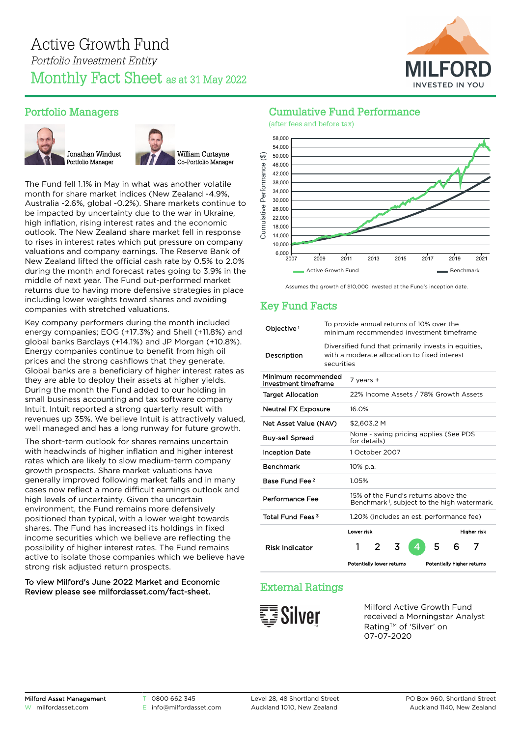# Active Growth Fund

*Portfolio Investment Entity*

## Monthly Fact Sheet as at 31 May 2022

MILFORD
INVESTED IN YOU

## Portfolio Managers

Jonathan Windust
Portfolio Manager

William Curtayne
Co-Portfolio Manager

The Fund fell 1.1% in May in what was another volatile month for share market indices (New Zealand -4.9%, Australia -2.6%, global -0.2%). Share markets continue to be impacted by uncertainty due to the war in Ukraine, high inflation, rising interest rates and the economic outlook. The New Zealand share market fell in response to rises in interest rates which put pressure on company valuations and company earnings. The Reserve Bank of New Zealand lifted the official cash rate by 0.5% to 2.0% during the month and forecast rates going to 3.9% in the middle of next year. The Fund out-performed market returns due to having more defensive strategies in place including lower weights toward shares and avoiding companies with stretched valuations.

Key company performers during the month included energy companies; EOG (+17.3%) and Shell (+11.8%) and global banks Barclays (+14.1%) and JP Morgan (+10.8%). Energy companies continue to benefit from high oil prices and the strong cashflows that they generate. Global banks are a beneficiary of higher interest rates as they are able to deploy their assets at higher yields. During the month the Fund added to our holding in small business accounting and tax software company Intuit. Intuit reported a strong quarterly result with revenues up 35%. We believe Intuit is attractively valued, well managed and has a long runway for future growth.

The short-term outlook for shares remains uncertain with headwinds of higher inflation and higher interest rates which are likely to slow medium-term company growth prospects. Share market valuations have generally improved following market falls and in many cases now reflect a more difficult earnings outlook and high levels of uncertainty. Given the uncertain environment, the Fund remains more defensively positioned than typical, with a lower weight towards shares. The Fund has increased its holdings in fixed income securities which we believe are reflecting the possibility of higher interest rates. The Fund remains active to isolate those companies which we believe have strong risk adjusted return prospects.

**To view Milford's June 2022 Market and Economic Review please see milfordasset.com/fact-sheet.**

## Cumulative Fund Performance

(after fees and before tax)

Cumulative Performance ($) — Active Growth Fund vs Benchmark, 2007–2021 (y-axis 6,000 to 58,000)

Assumes the growth of $10,000 invested at the Fund's inception date.

## Key Fund Facts

| | |
|---|---|
| Objective [1] | To provide annual returns of 10% over the minimum recommended investment timeframe |
| Description | Diversified fund that primarily invests in equities, with a moderate allocation to fixed interest securities |
| Minimum recommended investment timeframe | 7 years + |
| Target Allocation | 22% Income Assets / 78% Growth Assets |
| Neutral FX Exposure | 16.0% |
| Net Asset Value (NAV) | $2,603.2 M |
| Buy-sell Spread | None - swing pricing applies (See PDS for details) |
| Inception Date | 1 October 2007 |
| Benchmark | 10% p.a. |
| Base Fund Fee [2] | 1.05% |
| Performance Fee | 15% of the Fund's returns above the Benchmark [1], subject to the high watermark. |
| Total Fund Fees [3] | 1.20% (includes an est. performance fee) |
| Risk Indicator | Lower risk / Higher risk: 1 2 3 **4** 5 6 7 (Potentially lower returns / Potentially higher returns) |

## External Ratings

Silver™

Milford Active Growth Fund received a Morningstar Analyst Rating™ of 'Silver' on 07-07-2020

Milford Asset Management | W milfordasset.com | T 0800 662 345 | E info@milfordasset.com | Level 28, 48 Shortland Street, Auckland 1010, New Zealand | PO Box 960, Shortland Street, Auckland 1140, New Zealand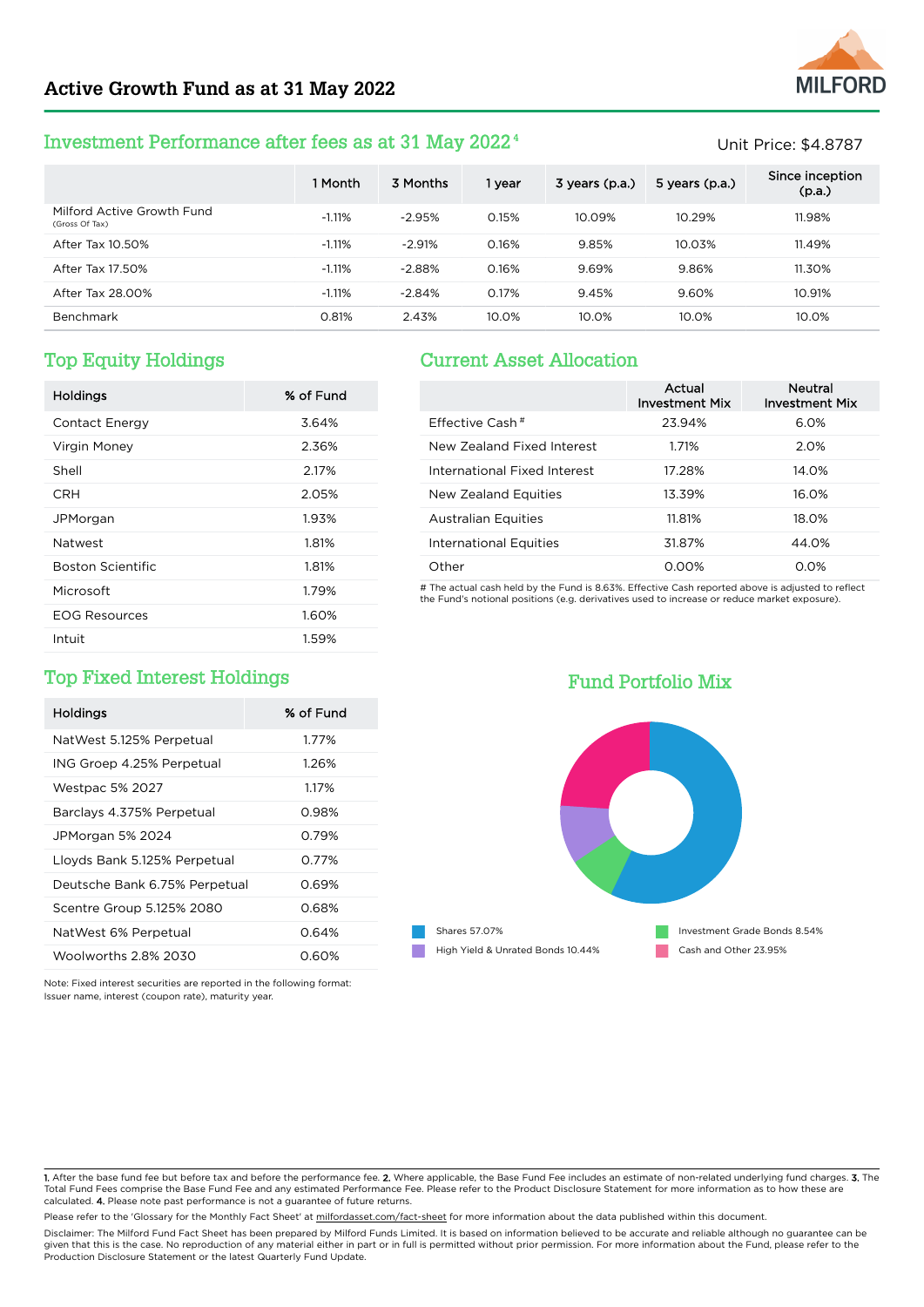# Active Growth Fund as at 31 May 2022

## Investment Performance after fees as at 31 May 2022[4]

Unit Price: $4.8787

| | 1 Month | 3 Months | 1 year | 3 years (p.a.) | 5 years (p.a.) | Since inception (p.a.) |
|---|---|---|---|---|---|---|
| Milford Active Growth Fund (Gross Of Tax) | -1.11% | -2.95% | 0.15% | 10.09% | 10.29% | 11.98% |
| After Tax 10.50% | -1.11% | -2.91% | 0.16% | 9.85% | 10.03% | 11.49% |
| After Tax 17.50% | -1.11% | -2.88% | 0.16% | 9.69% | 9.86% | 11.30% |
| After Tax 28.00% | -1.11% | -2.84% | 0.17% | 9.45% | 9.60% | 10.91% |
| Benchmark | 0.81% | 2.43% | 10.0% | 10.0% | 10.0% | 10.0% |

## Top Equity Holdings

| Holdings | % of Fund |
|---|---|
| Contact Energy | 3.64% |
| Virgin Money | 2.36% |
| Shell | 2.17% |
| CRH | 2.05% |
| JPMorgan | 1.93% |
| Natwest | 1.81% |
| Boston Scientific | 1.81% |
| Microsoft | 1.79% |
| EOG Resources | 1.60% |
| Intuit | 1.59% |

## Current Asset Allocation

| | Actual Investment Mix | Neutral Investment Mix |
|---|---|---|
| Effective Cash # | 23.94% | 6.0% |
| New Zealand Fixed Interest | 1.71% | 2.0% |
| International Fixed Interest | 17.28% | 14.0% |
| New Zealand Equities | 13.39% | 16.0% |
| Australian Equities | 11.81% | 18.0% |
| International Equities | 31.87% | 44.0% |
| Other | 0.00% | 0.0% |

# The actual cash held by the Fund is 8.63%. Effective Cash reported above is adjusted to reflect the Fund's notional positions (e.g. derivatives used to increase or reduce market exposure).

## Top Fixed Interest Holdings

| Holdings | % of Fund |
|---|---|
| NatWest 5.125% Perpetual | 1.77% |
| ING Groep 4.25% Perpetual | 1.26% |
| Westpac 5% 2027 | 1.17% |
| Barclays 4.375% Perpetual | 0.98% |
| JPMorgan 5% 2024 | 0.79% |
| Lloyds Bank 5.125% Perpetual | 0.77% |
| Deutsche Bank 6.75% Perpetual | 0.69% |
| Scentre Group 5.125% 2080 | 0.68% |
| NatWest 6% Perpetual | 0.64% |
| Woolworths 2.8% 2030 | 0.60% |

Note: Fixed interest securities are reported in the following format: Issuer name, interest (coupon rate), maturity year.

## Fund Portfolio Mix

Shares 57.07%

Investment Grade Bonds 8.54%

High Yield & Unrated Bonds 10.44%

Cash and Other 23.95%

**1.** After the base fund fee but before tax and before the performance fee. **2.** Where applicable, the Base Fund Fee includes an estimate of non-related underlying fund charges. **3.** The Total Fund Fees comprise the Base Fund Fee and any estimated Performance Fee. Please refer to the Product Disclosure Statement for more information as to how these are calculated. **4.** Please note past performance is not a guarantee of future returns.

Please refer to the 'Glossary for the Monthly Fact Sheet' at milfordasset.com/fact-sheet for more information about the data published within this document.

Disclaimer: The Milford Fund Fact Sheet has been prepared by Milford Funds Limited. It is based on information believed to be accurate and reliable although no guarantee can be given that this is the case. No reproduction of any material either in part or in full is permitted without prior permission. For more information about the Fund, please refer to the Production Disclosure Statement or the latest Quarterly Fund Update.